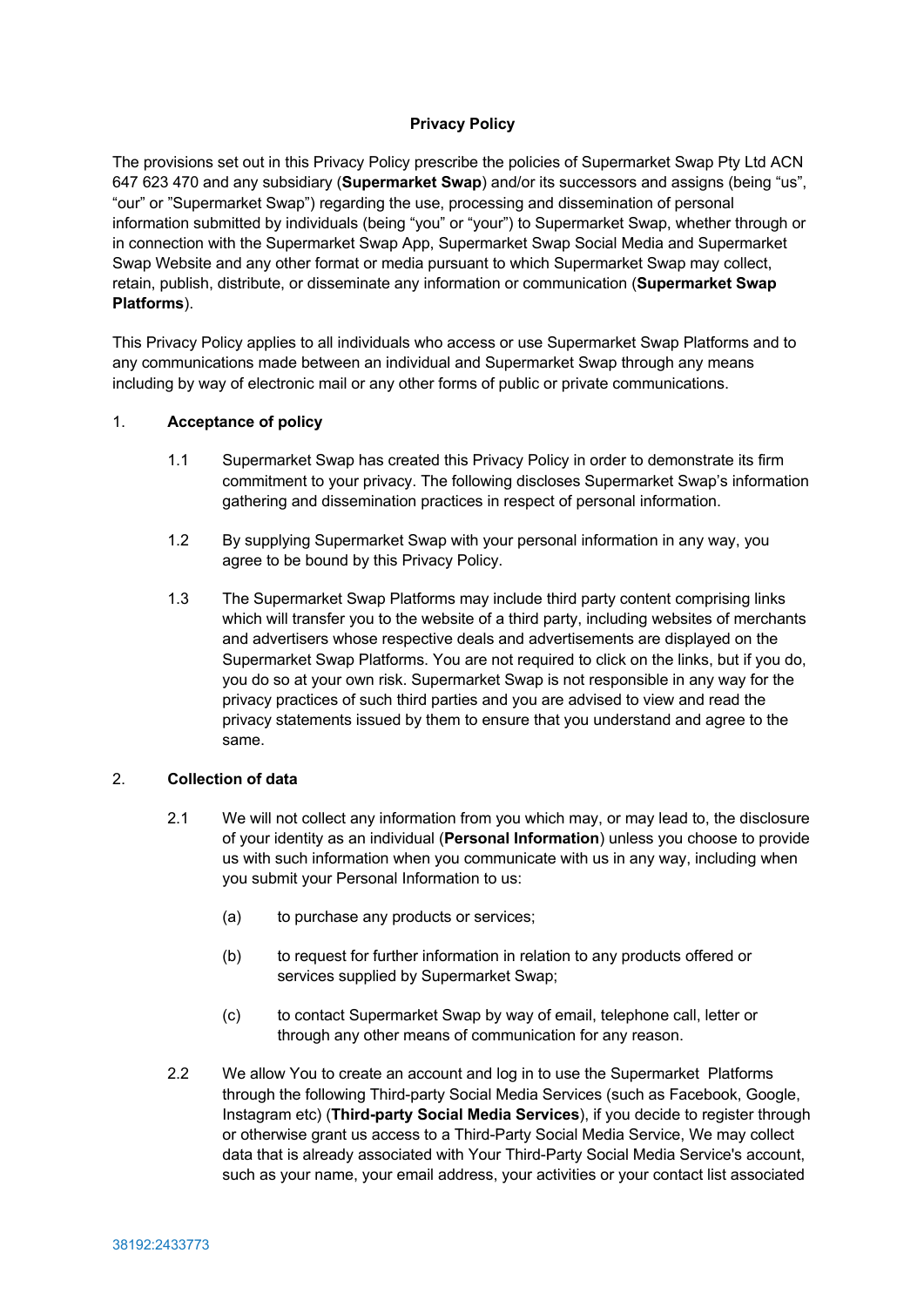# Privacy Policy

The provisions set out in this Privacy Policy prescribe the policies of Supermarket Swap Pty Ltd ACN 647 623 470 and any subsidiary (**Supermarket Swap**) and/or its successors and assigns (being "us", "our" or "Supermarket Swap") regarding the use, processing and dissemination of personal information submitted by individuals (being "you" or "your") to Supermarket Swap, whether through or in connection with the Supermarket Swap App, Supermarket Swap Social Media and Supermarket Swap Website and any other format or media pursuant to which Supermarket Swap may collect, retain, publish, distribute, or disseminate any information or communication (**Supermarket Swap Platforms**).

This Privacy Policy applies to all individuals who access or use Supermarket Swap Platforms and to any communications made between an individual and Supermarket Swap through any means including by way of electronic mail or any other forms of public or private communications.

## 1. Acceptance of policy

1.1 Supermarket Swap has created this Privacy Policy in order to demonstrate its firm commitment to your privacy. The following discloses Supermarket Swap's information gathering and dissemination practices in respect of personal information.

1.2 By supplying Supermarket Swap with your personal information in any way, you agree to be bound by this Privacy Policy.

1.3 The Supermarket Swap Platforms may include third party content comprising links which will transfer you to the website of a third party, including websites of merchants and advertisers whose respective deals and advertisements are displayed on the Supermarket Swap Platforms. You are not required to click on the links, but if you do, you do so at your own risk. Supermarket Swap is not responsible in any way for the privacy practices of such third parties and you are advised to view and read the privacy statements issued by them to ensure that you understand and agree to the same.

## 2. Collection of data

2.1 We will not collect any information from you which may, or may lead to, the disclosure of your identity as an individual (**Personal Information**) unless you choose to provide us with such information when you communicate with us in any way, including when you submit your Personal Information to us:

(a) to purchase any products or services;

(b) to request for further information in relation to any products offered or services supplied by Supermarket Swap;

(c) to contact Supermarket Swap by way of email, telephone call, letter or through any other means of communication for any reason.

2.2 We allow You to create an account and log in to use the Supermarket Platforms through the following Third-party Social Media Services (such as Facebook, Google, Instagram etc) (**Third-party Social Media Services**), if you decide to register through or otherwise grant us access to a Third-Party Social Media Service, We may collect data that is already associated with Your Third-Party Social Media Service's account, such as your name, your email address, your activities or your contact list associated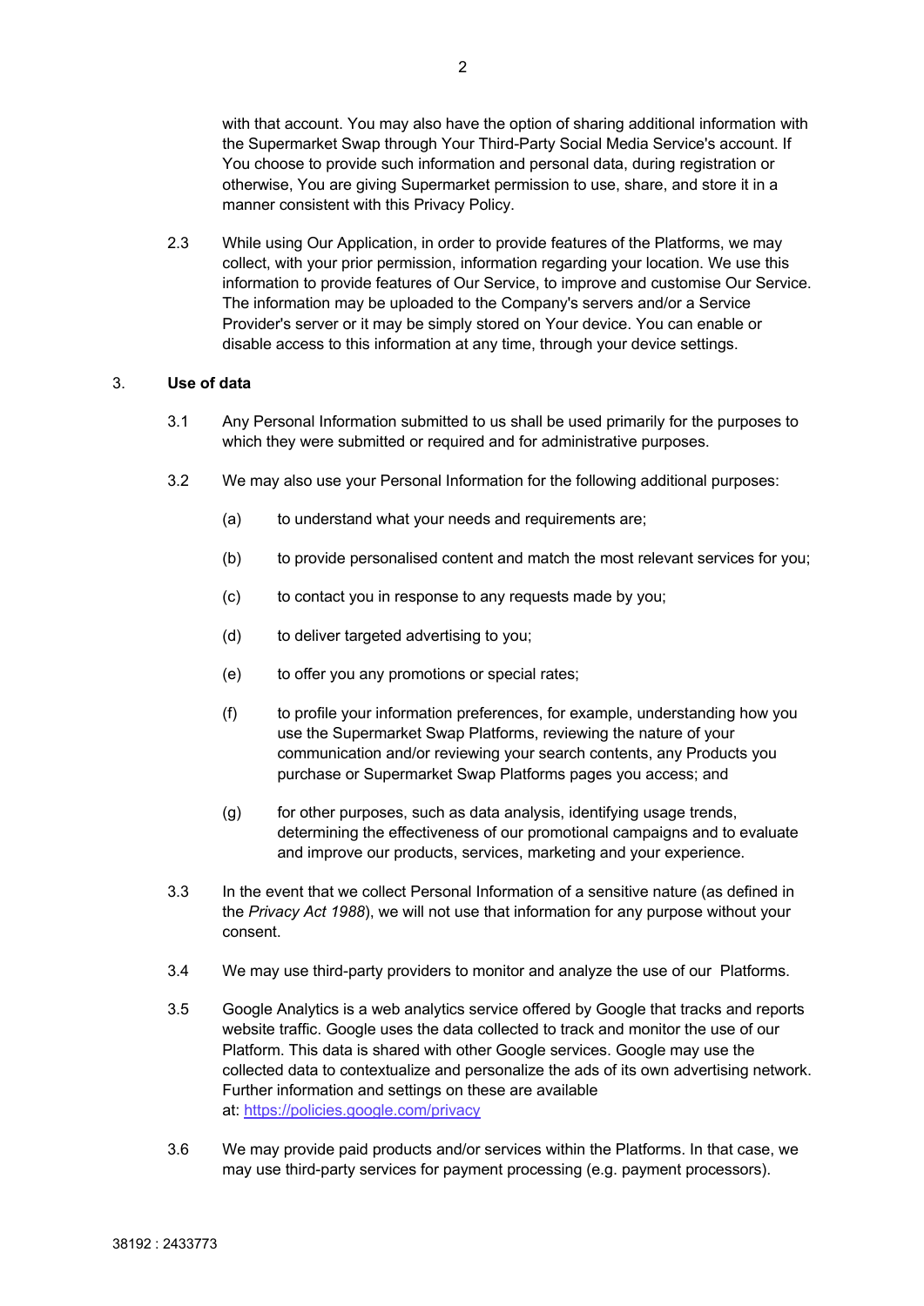with that account. You may also have the option of sharing additional information with the Supermarket Swap through Your Third-Party Social Media Service's account. If You choose to provide such information and personal data, during registration or otherwise, You are giving Supermarket permission to use, share, and store it in a manner consistent with this Privacy Policy.

2.3 While using Our Application, in order to provide features of the Platforms, we may collect, with your prior permission, information regarding your location. We use this information to provide features of Our Service, to improve and customise Our Service. The information may be uploaded to the Company's servers and/or a Service Provider's server or it may be simply stored on Your device. You can enable or disable access to this information at any time, through your device settings.

## 3. Use of data

3.1 Any Personal Information submitted to us shall be used primarily for the purposes to which they were submitted or required and for administrative purposes.

3.2 We may also use your Personal Information for the following additional purposes:

(a) to understand what your needs and requirements are;

(b) to provide personalised content and match the most relevant services for you;

(c) to contact you in response to any requests made by you;

(d) to deliver targeted advertising to you;

(e) to offer you any promotions or special rates;

(f) to profile your information preferences, for example, understanding how you use the Supermarket Swap Platforms, reviewing the nature of your communication and/or reviewing your search contents, any Products you purchase or Supermarket Swap Platforms pages you access; and

(g) for other purposes, such as data analysis, identifying usage trends, determining the effectiveness of our promotional campaigns and to evaluate and improve our products, services, marketing and your experience.

3.3 In the event that we collect Personal Information of a sensitive nature (as defined in the *Privacy Act 1988*), we will not use that information for any purpose without your consent.

3.4 We may use third-party providers to monitor and analyze the use of our Platforms.

3.5 Google Analytics is a web analytics service offered by Google that tracks and reports website traffic. Google uses the data collected to track and monitor the use of our Platform. This data is shared with other Google services. Google may use the collected data to contextualize and personalize the ads of its own advertising network. Further information and settings on these are available at: [https://policies.google.com/privacy](https://policies.google.com/privacy)

3.6 We may provide paid products and/or services within the Platforms. In that case, we may use third-party services for payment processing (e.g. payment processors).

38192 : 2433773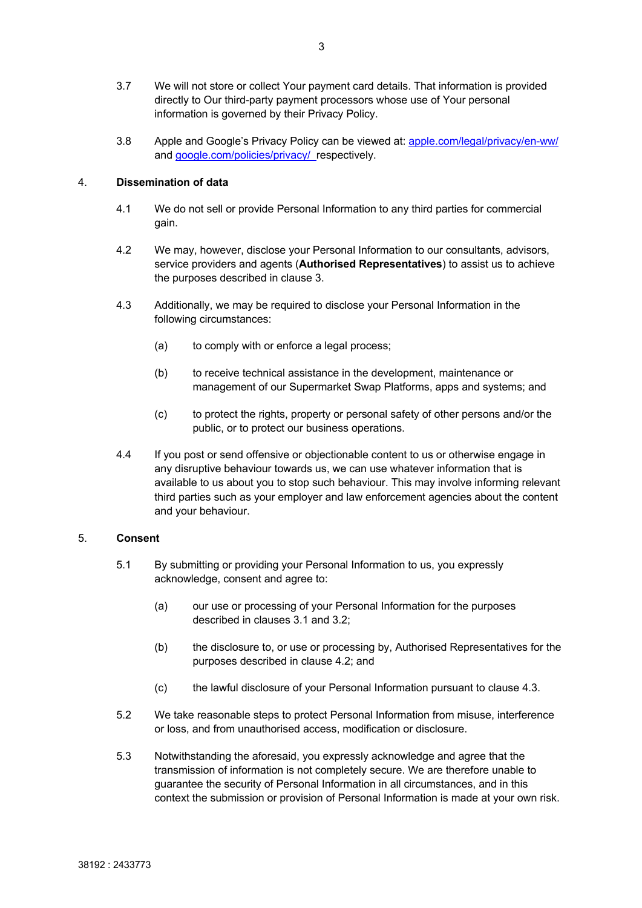3.7 We will not store or collect Your payment card details. That information is provided directly to Our third-party payment processors whose use of Your personal information is governed by their Privacy Policy.

3.8 Apple and Google's Privacy Policy can be viewed at: [apple.com/legal/privacy/en-ww/](apple.com/legal/privacy/en-ww/) and [google.com/policies/privacy/](google.com/policies/privacy/) respectively.

## 4. Dissemination of data

4.1 We do not sell or provide Personal Information to any third parties for commercial gain.

4.2 We may, however, disclose your Personal Information to our consultants, advisors, service providers and agents (**Authorised Representatives**) to assist us to achieve the purposes described in clause 3.

4.3 Additionally, we may be required to disclose your Personal Information in the following circumstances:

(a) to comply with or enforce a legal process;

(b) to receive technical assistance in the development, maintenance or management of our Supermarket Swap Platforms, apps and systems; and

(c) to protect the rights, property or personal safety of other persons and/or the public, or to protect our business operations.

4.4 If you post or send offensive or objectionable content to us or otherwise engage in any disruptive behaviour towards us, we can use whatever information that is available to us about you to stop such behaviour. This may involve informing relevant third parties such as your employer and law enforcement agencies about the content and your behaviour.

## 5. Consent

5.1 By submitting or providing your Personal Information to us, you expressly acknowledge, consent and agree to:

(a) our use or processing of your Personal Information for the purposes described in clauses 3.1 and 3.2;

(b) the disclosure to, or use or processing by, Authorised Representatives for the purposes described in clause 4.2; and

(c) the lawful disclosure of your Personal Information pursuant to clause 4.3.

5.2 We take reasonable steps to protect Personal Information from misuse, interference or loss, and from unauthorised access, modification or disclosure.

5.3 Notwithstanding the aforesaid, you expressly acknowledge and agree that the transmission of information is not completely secure. We are therefore unable to guarantee the security of Personal Information in all circumstances, and in this context the submission or provision of Personal Information is made at your own risk.

38192 : 2433773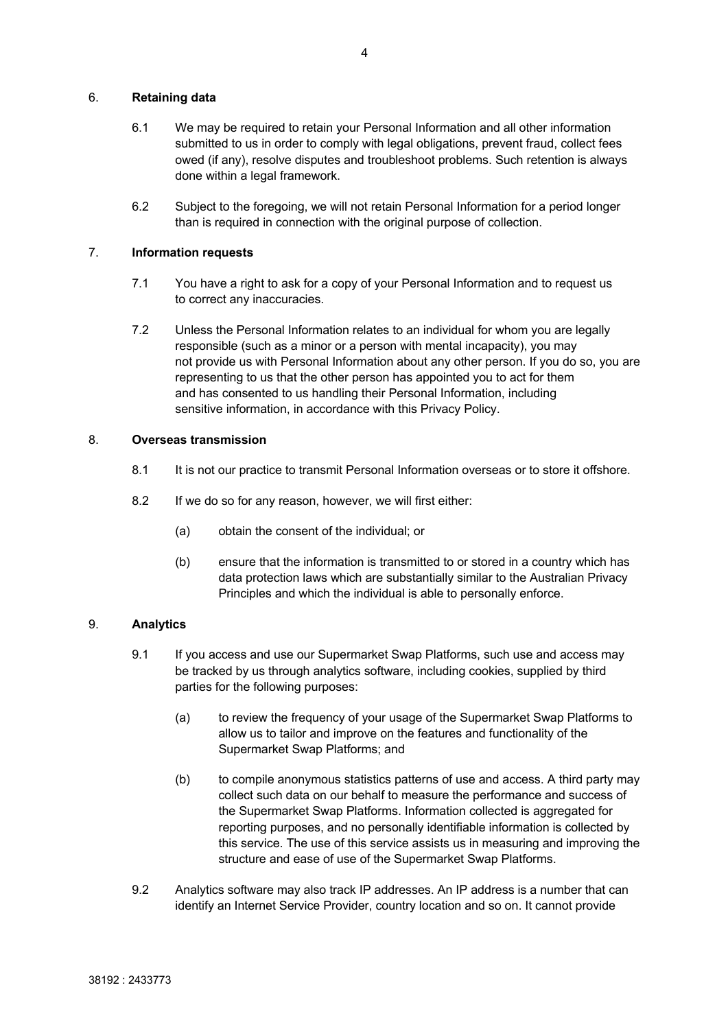## 6. **Retaining data**

6.1 We may be required to retain your Personal Information and all other information submitted to us in order to comply with legal obligations, prevent fraud, collect fees owed (if any), resolve disputes and troubleshoot problems. Such retention is always done within a legal framework.

6.2 Subject to the foregoing, we will not retain Personal Information for a period longer than is required in connection with the original purpose of collection.

## 7. **Information requests**

7.1 You have a right to ask for a copy of your Personal Information and to request us to correct any inaccuracies.

7.2 Unless the Personal Information relates to an individual for whom you are legally responsible (such as a minor or a person with mental incapacity), you may not provide us with Personal Information about any other person. If you do so, you are representing to us that the other person has appointed you to act for them and has consented to us handling their Personal Information, including sensitive information, in accordance with this Privacy Policy.

## 8. **Overseas transmission**

8.1 It is not our practice to transmit Personal Information overseas or to store it offshore.

8.2 If we do so for any reason, however, we will first either:

(a) obtain the consent of the individual; or

(b) ensure that the information is transmitted to or stored in a country which has data protection laws which are substantially similar to the Australian Privacy Principles and which the individual is able to personally enforce.

## 9. **Analytics**

9.1 If you access and use our Supermarket Swap Platforms, such use and access may be tracked by us through analytics software, including cookies, supplied by third parties for the following purposes:

(a) to review the frequency of your usage of the Supermarket Swap Platforms to allow us to tailor and improve on the features and functionality of the Supermarket Swap Platforms; and

(b) to compile anonymous statistics patterns of use and access. A third party may collect such data on our behalf to measure the performance and success of the Supermarket Swap Platforms. Information collected is aggregated for reporting purposes, and no personally identifiable information is collected by this service. The use of this service assists us in measuring and improving the structure and ease of use of the Supermarket Swap Platforms.

9.2 Analytics software may also track IP addresses. An IP address is a number that can identify an Internet Service Provider, country location and so on. It cannot provide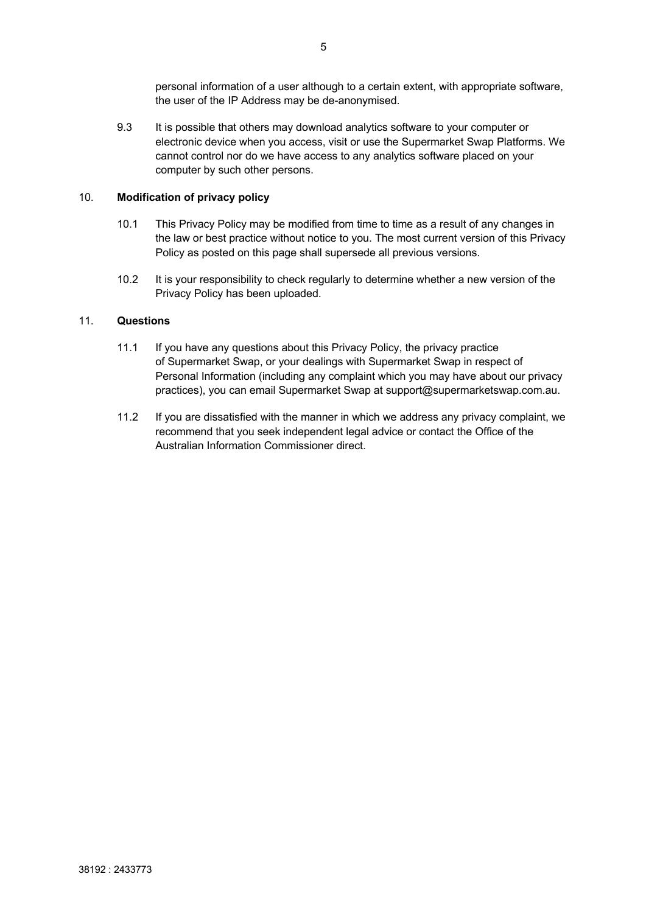personal information of a user although to a certain extent, with appropriate software, the user of the IP Address may be de-anonymised.

9.3 It is possible that others may download analytics software to your computer or electronic device when you access, visit or use the Supermarket Swap Platforms. We cannot control nor do we have access to any analytics software placed on your computer by such other persons.

## 10. Modification of privacy policy

10.1 This Privacy Policy may be modified from time to time as a result of any changes in the law or best practice without notice to you. The most current version of this Privacy Policy as posted on this page shall supersede all previous versions.

10.2 It is your responsibility to check regularly to determine whether a new version of the Privacy Policy has been uploaded.

## 11. Questions

11.1 If you have any questions about this Privacy Policy, the privacy practice of Supermarket Swap, or your dealings with Supermarket Swap in respect of Personal Information (including any complaint which you may have about our privacy practices), you can email Supermarket Swap at support@supermarketswap.com.au.

11.2 If you are dissatisfied with the manner in which we address any privacy complaint, we recommend that you seek independent legal advice or contact the Office of the Australian Information Commissioner direct.

38192 : 2433773